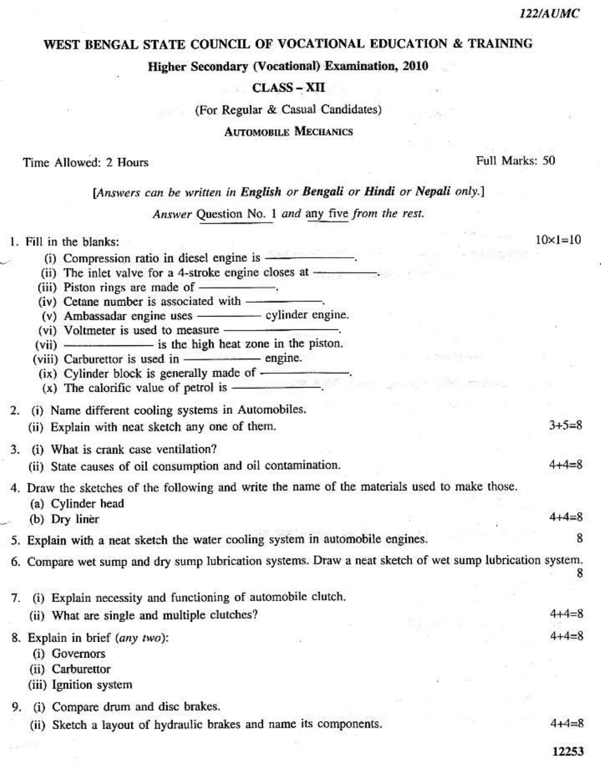122/AUMC

# WEST BENGAL STATE COUNCIL OF VOCATIONAL EDUCATION & TRAINING

## Higher Secondary (Vocational) Examination, 2010

### CLASS – XII

(For Regular & Casual Candidates)

### AUTOMOBILE MECHANICS

Time Allowed: 2 Hours — Full Marks: 50

[*Answers can be written in* **English** *or* **Bengali** *or* **Hindi** *or* **Nepali** *only.*]

*Answer* Question No. 1 *and* any five *from the rest.*

1. Fill in the blanks: $10 \times 1 = 10$
   - (i) Compression ratio in diesel engine is ————.
   - (ii) The inlet valve for a 4-stroke engine closes at ————.
   - (iii) Piston rings are made of ————.
   - (iv) Cetane number is associated with ————.
   - (v) Ambassadar engine uses ———— cylinder engine.
   - (vi) Voltmeter is used to measure ————.
   - (vii) ———— is the high heat zone in the piston.
   - (viii) Carburettor is used in ———— engine.
   - (ix) Cylinder block is generally made of ————.
   - (x) The calorific value of petrol is ————.

2. (i) Name different cooling systems in Automobiles.
   (ii) Explain with neat sketch any one of them. $3+5=8$

3. (i) What is crank case ventilation?
   (ii) State causes of oil consumption and oil contamination. $4+4=8$

4. Draw the sketches of the following and write the name of the materials used to make those.
   - (a) Cylinder head
   - (b) Dry liner $4+4=8$

5. Explain with a neat sketch the water cooling system in automobile engines. 8

6. Compare wet sump and dry sump lubrication systems. Draw a neat sketch of wet sump lubrication system. 8

7. (i) Explain necessity and functioning of automobile clutch.
   (ii) What are single and multiple clutches? $4+4=8$

8. Explain in brief (*any two*): $4+4=8$
   - (i) Governors
   - (ii) Carburettor
   - (iii) Ignition system

9. (i) Compare drum and disc brakes.
   (ii) Sketch a layout of hydraulic brakes and name its components. $4+4=8$

12253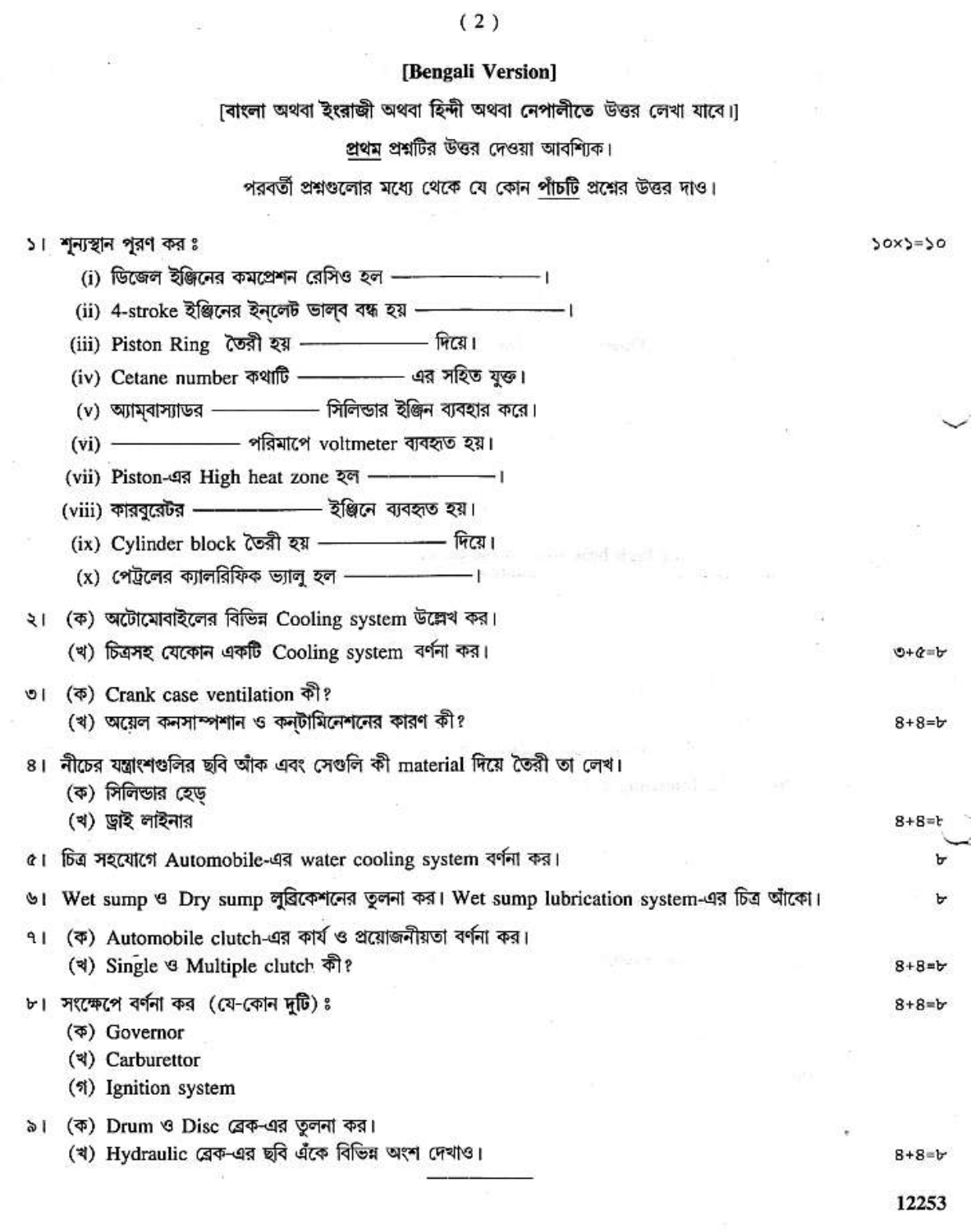## [Bengali Version]

[বাংলা অথবা ইংরাজী অথবা হিন্দী অথবা নেপালীতে উত্তর লেখা যাবে।]

প্রথম প্রশ্নটির উত্তর দেওয়া আবশ্যিক।

পরবর্তী প্রশ্নগুলোর মধ্যে থেকে যে কোন পাঁচটি প্রশ্নের উত্তর দাও।

১। শূন্যস্থান পূরণ কর ঃ ১০×১=১০

(i) ডিজেল ইঞ্জিনের কমপ্রেশন রেসিও হল ——————।

(ii) 4-stroke ইঞ্জিনের ইনলেট ভাল্‌ব বন্ধ হয় ——————।

(iii) Piston Ring তৈরী হয় —————— দিয়ে।

(iv) Cetane number কথাটি —————— এর সহিত যুক্ত।

(v) অ্যাম্বাস্যাডর —————— সিলিন্ডার ইঞ্জিন ব্যবহার করে।

(vi) —————— পরিমাপে voltmeter ব্যবহৃত হয়।

(vii) Piston-এর High heat zone হল ——————।

(viii) কারবুরেটর —————— ইঞ্জিনে ব্যবহৃত হয়।

(ix) Cylinder block তৈরী হয় —————— দিয়ে।

(x) পেট্রলের ক্যালরিফিক ভ্যালু হল ——————।

২। (ক) অটোমোবাইলের বিভিন্ন Cooling system উল্লেখ কর।

(খ) চিত্রসহ যেকোন একটি Cooling system বর্ণনা কর। ৩+৫=৮

৩। (ক) Crank case ventilation কী?

(খ) অয়েল কনসাম্পশান ও কন্টামিনেশনের কারণ কী? ৪+৪=৮

৪। নীচের যন্ত্রাংশগুলির ছবি আঁক এবং সেগুলি কী material দিয়ে তৈরী তা লেখ।

(ক) সিলিন্ডার হেড্‌

(খ) ড্রাই লাইনার ৪+৪=৮

৫। চিত্র সহযোগে Automobile-এর water cooling system বর্ণনা কর। ৮

৬। Wet sump ও Dry sump লুব্রিকেশনের তুলনা কর। Wet sump lubrication system-এর চিত্র আঁকো। ৮

৭। (ক) Automobile clutch-এর কার্য ও প্রয়োজনীয়তা বর্ণনা কর।

(খ) Single ও Multiple clutch কী? ৪+৪=৮

৮। সংক্ষেপে বর্ণনা কর (যে-কোন দুটি) ঃ ৪+৪=৮

(ক) Governor

(খ) Carburettor

(গ) Ignition system

৯। (ক) Drum ও Disc ব্রেক-এর তুলনা কর।

(খ) Hydraulic ব্রেক-এর ছবি এঁকে বিভিন্ন অংশ দেখাও। ৪+৪=৮

12253